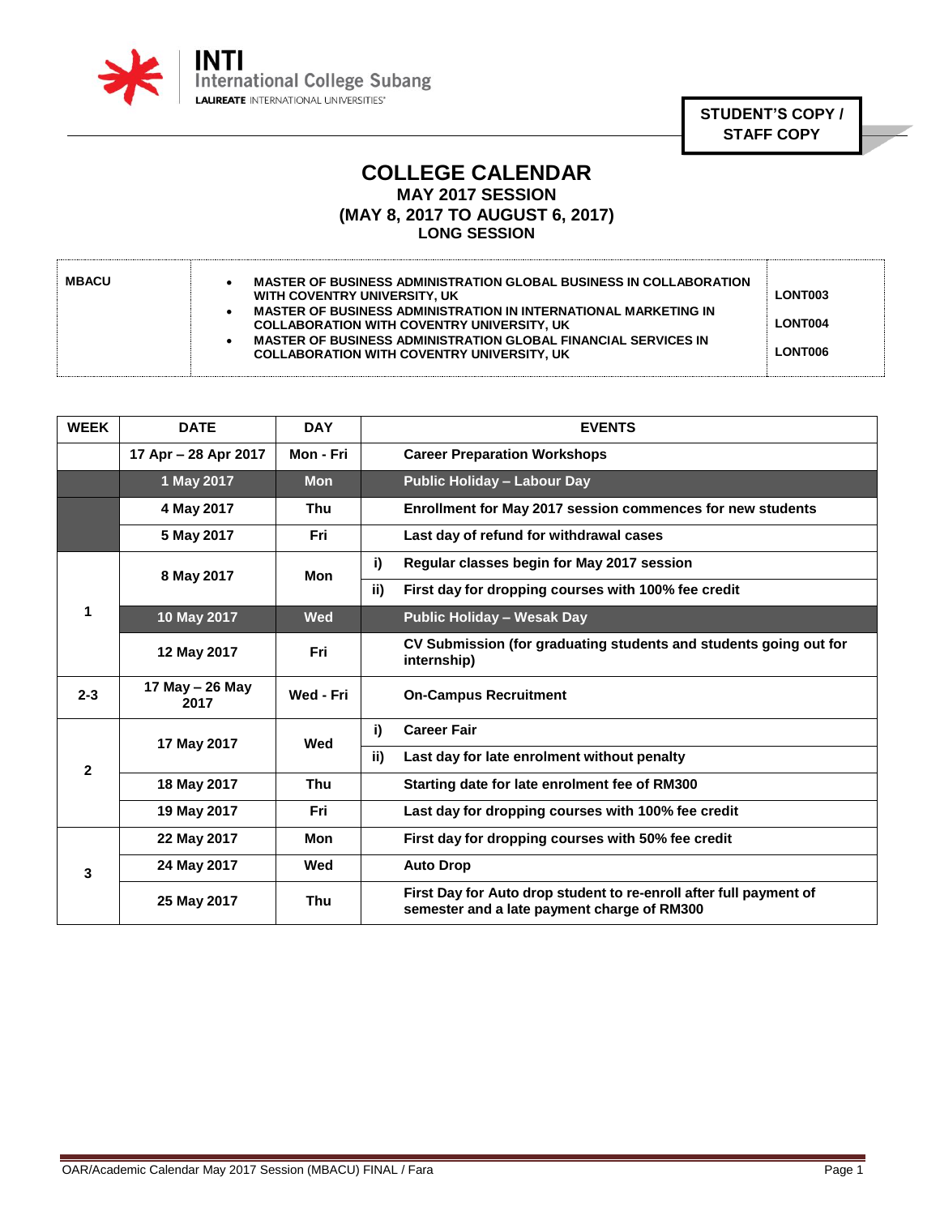INTI International College Subang
LAUREATE INTERNATIONAL UNIVERSITIES®

**STUDENT'S COPY / STAFF COPY**

# COLLEGE CALENDAR
## MAY 2017 SESSION
## (MAY 8, 2017 TO AUGUST 6, 2017)
### LONG SESSION

| MBACU | | |
|---|---|---|
| | • MASTER OF BUSINESS ADMINISTRATION GLOBAL BUSINESS IN COLLABORATION WITH COVENTRY UNIVERSITY, UK | LONT003 |
| | • MASTER OF BUSINESS ADMINISTRATION IN INTERNATIONAL MARKETING IN COLLABORATION WITH COVENTRY UNIVERSITY, UK | LONT004 |
| | • MASTER OF BUSINESS ADMINISTRATION GLOBAL FINANCIAL SERVICES IN COLLABORATION WITH COVENTRY UNIVERSITY, UK | LONT006 |

| WEEK | DATE | DAY | | EVENTS |
|---|---|---|---|---|
| | 17 Apr – 28 Apr 2017 | Mon - Fri | | Career Preparation Workshops |
| | 1 May 2017 | Mon | | Public Holiday – Labour Day |
| | 4 May 2017 | Thu | | Enrollment for May 2017 session commences for new students |
| | 5 May 2017 | Fri | | Last day of refund for withdrawal cases |
| 1 | 8 May 2017 | Mon | i) | Regular classes begin for May 2017 session |
| | | | ii) | First day for dropping courses with 100% fee credit |
| | 10 May 2017 | Wed | | Public Holiday – Wesak Day |
| | 12 May 2017 | Fri | | CV Submission (for graduating students and students going out for internship) |
| 2-3 | 17 May – 26 May 2017 | Wed - Fri | | On-Campus Recruitment |
| 2 | 17 May 2017 | Wed | i) | Career Fair |
| | | | ii) | Last day for late enrolment without penalty |
| | 18 May 2017 | Thu | | Starting date for late enrolment fee of RM300 |
| | 19 May 2017 | Fri | | Last day for dropping courses with 100% fee credit |
| 3 | 22 May 2017 | Mon | | First day for dropping courses with 50% fee credit |
| | 24 May 2017 | Wed | | Auto Drop |
| | 25 May 2017 | Thu | | First Day for Auto drop student to re-enroll after full payment of semester and a late payment charge of RM300 |

OAR/Academic Calendar May 2017 Session (MBACU) FINAL / Fara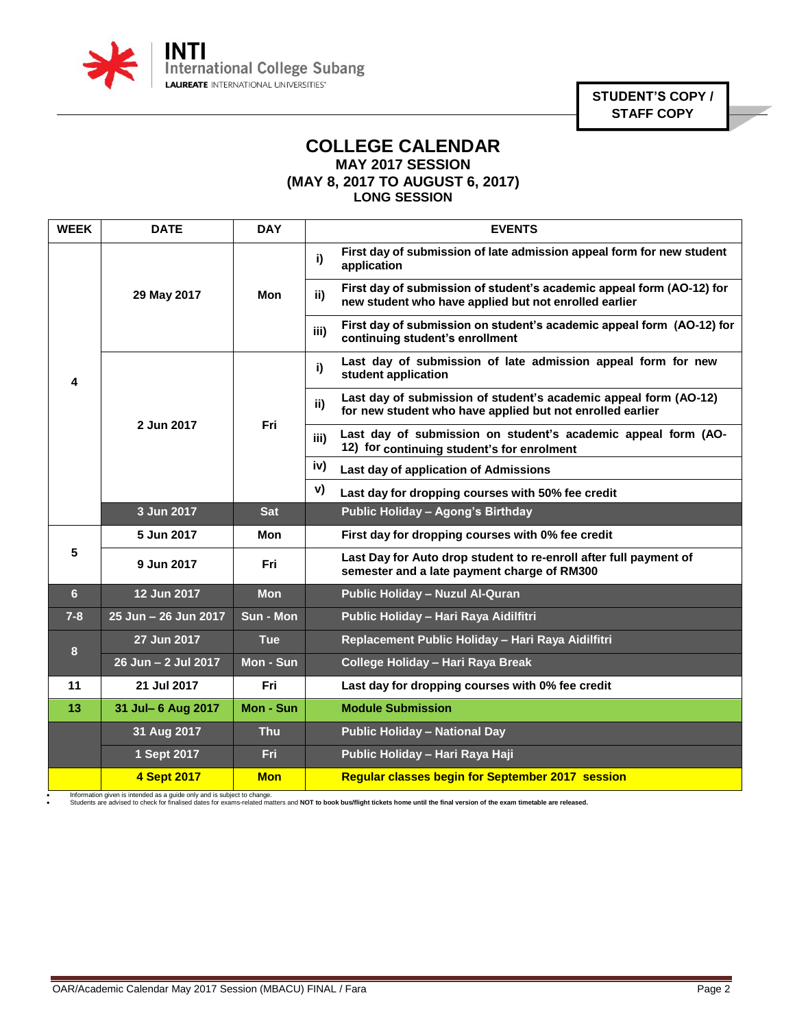INTI International College Subang
LAUREATE INTERNATIONAL UNIVERSITIES

**STUDENT'S COPY / STAFF COPY**

# COLLEGE CALENDAR
## MAY 2017 SESSION
## (MAY 8, 2017 TO AUGUST 6, 2017)
### LONG SESSION

| WEEK | DATE | DAY | | EVENTS |
|---|---|---|---|---|
| 4 | 29 May 2017 | Mon | i) | First day of submission of late admission appeal form for new student application |
| | | | ii) | First day of submission of student's academic appeal form (AO-12) for new student who have applied but not enrolled earlier |
| | | | iii) | First day of submission on student's academic appeal form (AO-12) for continuing student's enrollment |
| | 2 Jun 2017 | Fri | i) | Last day of submission of late admission appeal form for new student application |
| | | | ii) | Last day of submission of student's academic appeal form (AO-12) for new student who have applied but not enrolled earlier |
| | | | iii) | Last day of submission on student's academic appeal form (AO-12) for continuing student's for enrolment |
| | | | iv) | Last day of application of Admissions |
| | | | v) | Last day for dropping courses with 50% fee credit |
| | 3 Jun 2017 | Sat | | Public Holiday – Agong's Birthday |
| 5 | 5 Jun 2017 | Mon | | First day for dropping courses with 0% fee credit |
| | 9 Jun 2017 | Fri | | Last Day for Auto drop student to re-enroll after full payment of semester and a late payment charge of RM300 |
| 6 | 12 Jun 2017 | Mon | | Public Holiday – Nuzul Al-Quran |
| 7-8 | 25 Jun – 26 Jun 2017 | Sun - Mon | | Public Holiday – Hari Raya Aidilfitri |
| 8 | 27 Jun 2017 | Tue | | Replacement Public Holiday – Hari Raya Aidilfitri |
| | 26 Jun – 2 Jul 2017 | Mon - Sun | | College Holiday – Hari Raya Break |
| 11 | 21 Jul 2017 | Fri | | Last day for dropping courses with 0% fee credit |
| 13 | 31 Jul– 6 Aug 2017 | Mon - Sun | | Module Submission |
| | 31 Aug 2017 | Thu | | Public Holiday – National Day |
| | 1 Sept 2017 | Fri | | Public Holiday – Hari Raya Haji |
| | 4 Sept 2017 | Mon | | Regular classes begin for September 2017 session |

- Information given is intended as a guide only and is subject to change.
- Students are advised to check for finalised dates for exams-related matters and **NOT to book bus/flight tickets home until the final version of the exam timetable are released.**

OAR/Academic Calendar May 2017 Session (MBACU) FINAL / Fara